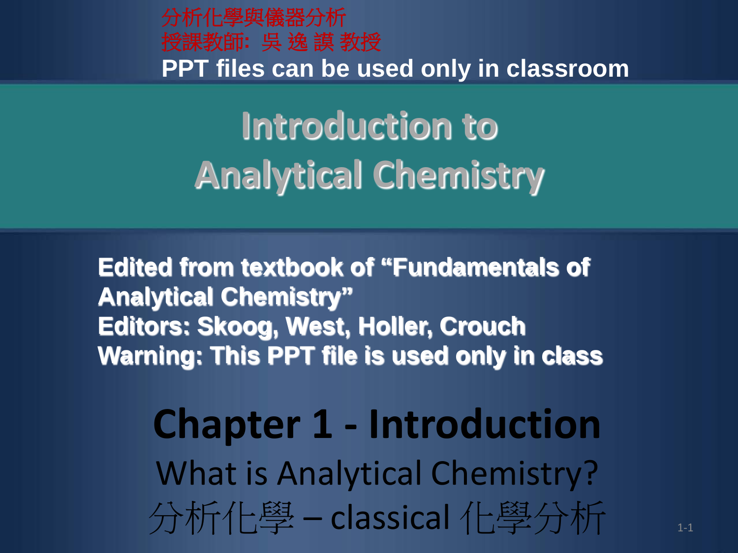分析化學與儀器分析
授課教師: 吳 逸 謨 教授
**PPT files can be used only in classroom**

# Introduction to Analytical Chemistry

**Edited from textbook of "Fundamentals of Analytical Chemistry"**
**Editors: Skoog, West, Holler, Crouch**
**Warning: This PPT file is used only in class**

## Chapter 1 - Introduction

What is Analytical Chemistry?

分析化學 – classical 化學分析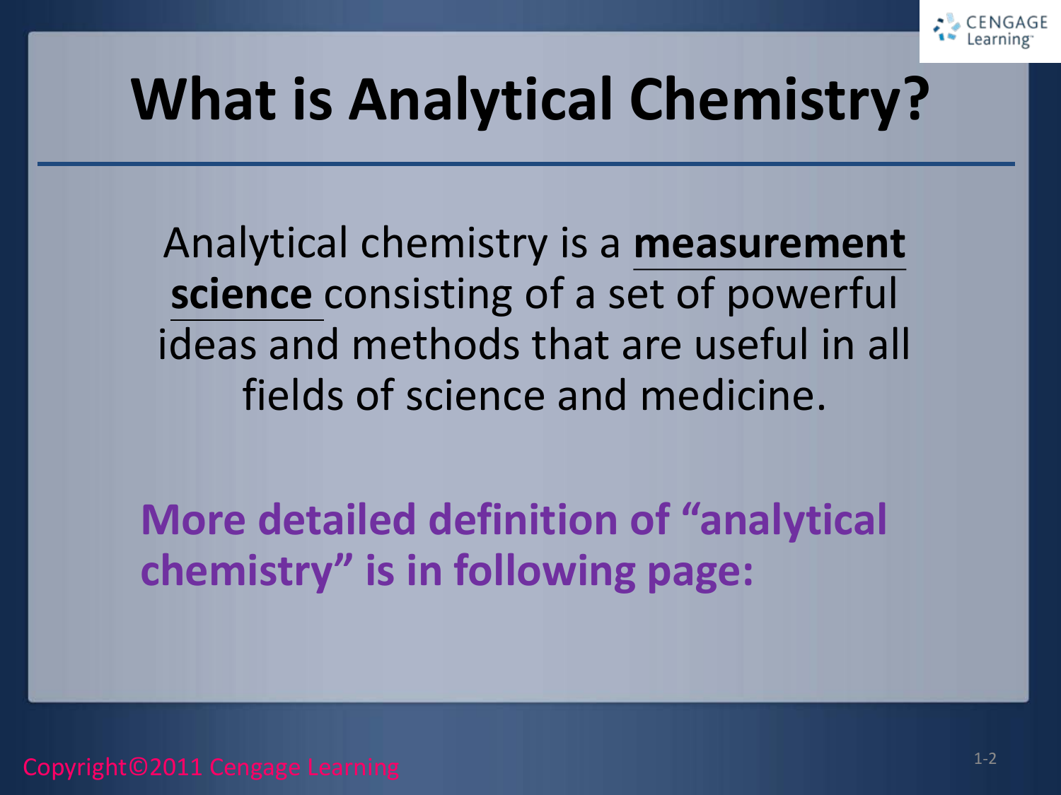# What is Analytical Chemistry?

Analytical chemistry is a **measurement science** consisting of a set of powerful ideas and methods that are useful in all fields of science and medicine.

**More detailed definition of "analytical chemistry" is in following page:**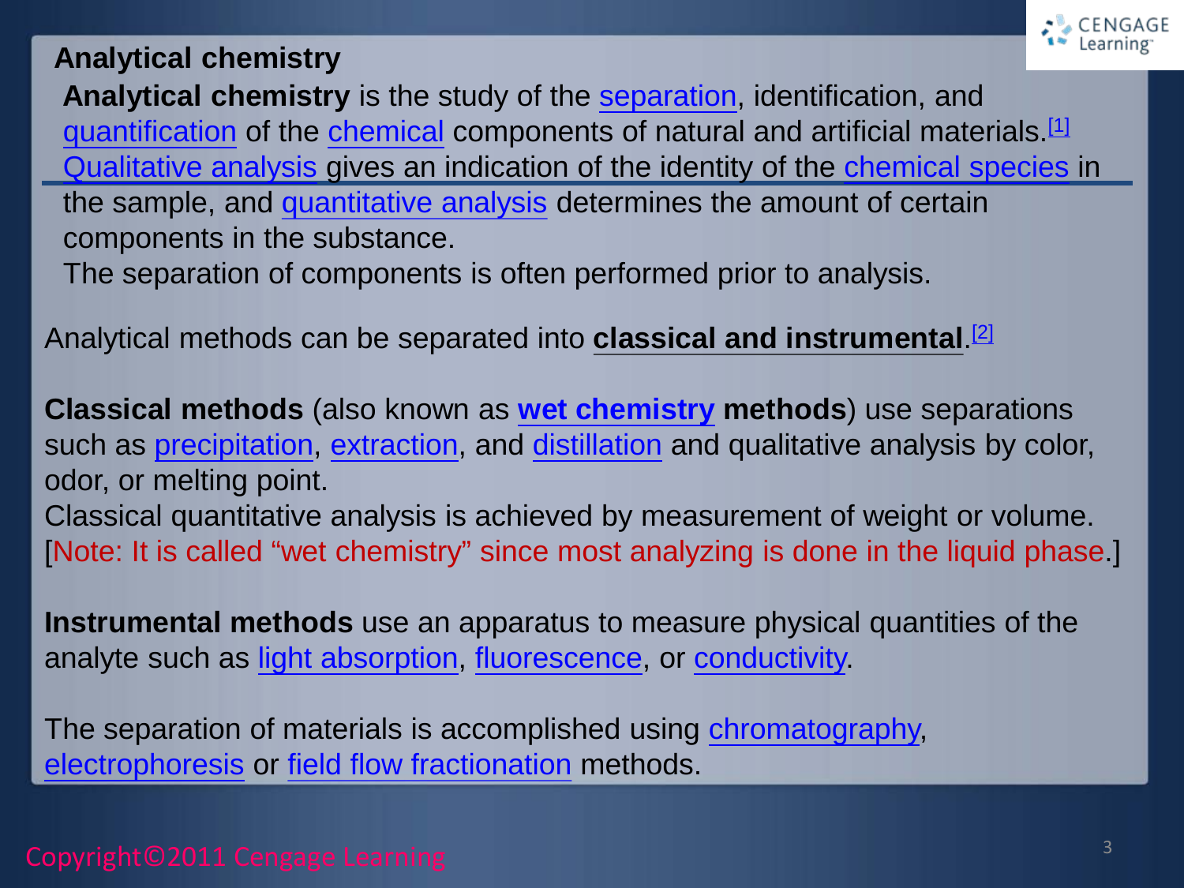## Analytical chemistry

**Analytical chemistry** is the study of the separation, identification, and quantification of the chemical components of natural and artificial materials.[1] Qualitative analysis gives an indication of the identity of the chemical species in the sample, and quantitative analysis determines the amount of certain components in the substance.
The separation of components is often performed prior to analysis.

Analytical methods can be separated into **classical and instrumental**.[2]

**Classical methods** (also known as **wet chemistry methods**) use separations such as precipitation, extraction, and distillation and qualitative analysis by color, odor, or melting point.
Classical quantitative analysis is achieved by measurement of weight or volume.
[Note: It is called "wet chemistry" since most analyzing is done in the liquid phase.]

**Instrumental methods** use an apparatus to measure physical quantities of the analyte such as light absorption, fluorescence, or conductivity.

The separation of materials is accomplished using chromatography, electrophoresis or field flow fractionation methods.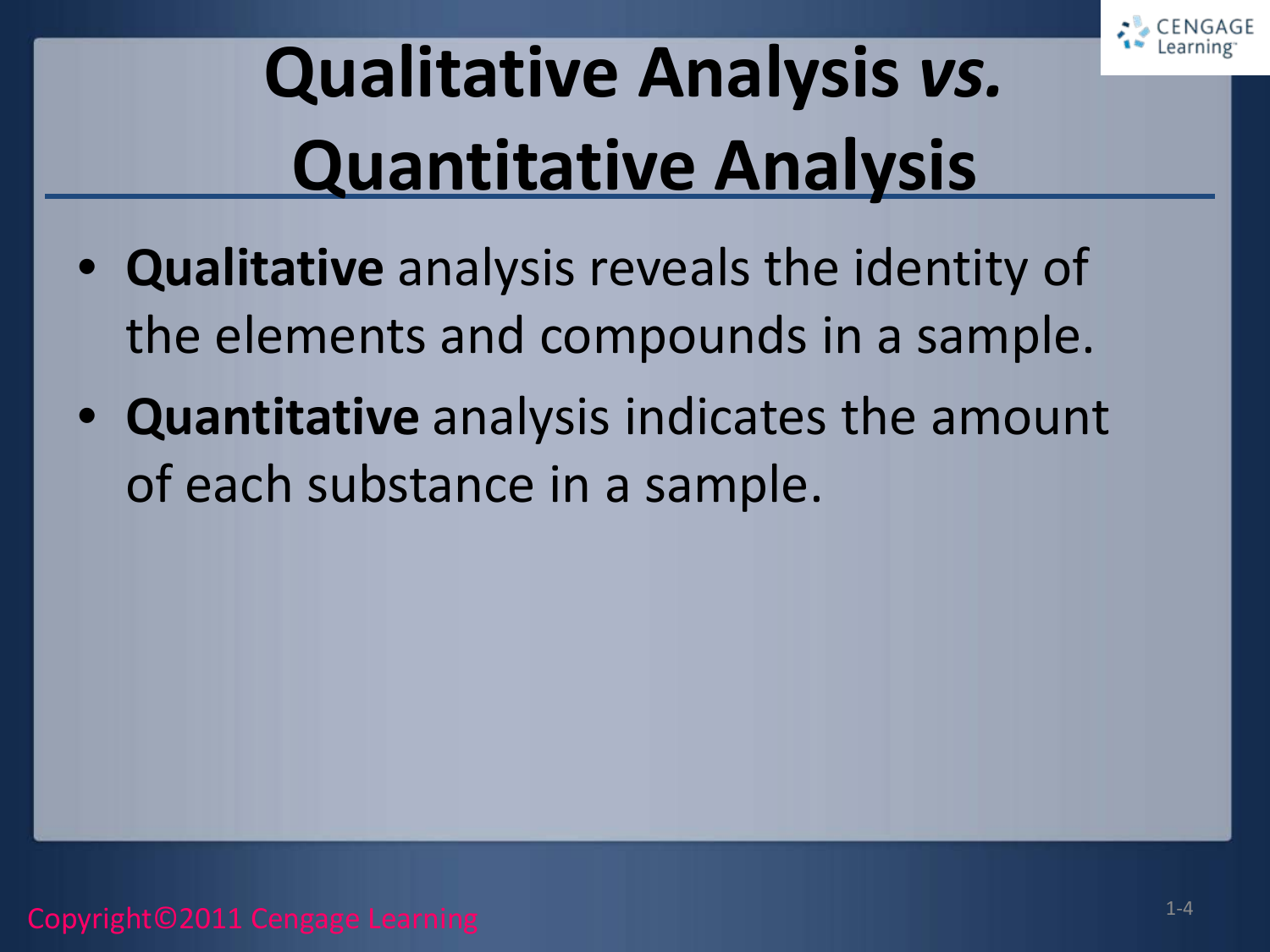# Qualitative Analysis *vs.* Quantitative Analysis

- **Qualitative** analysis reveals the identity of the elements and compounds in a sample.
- **Quantitative** analysis indicates the amount of each substance in a sample.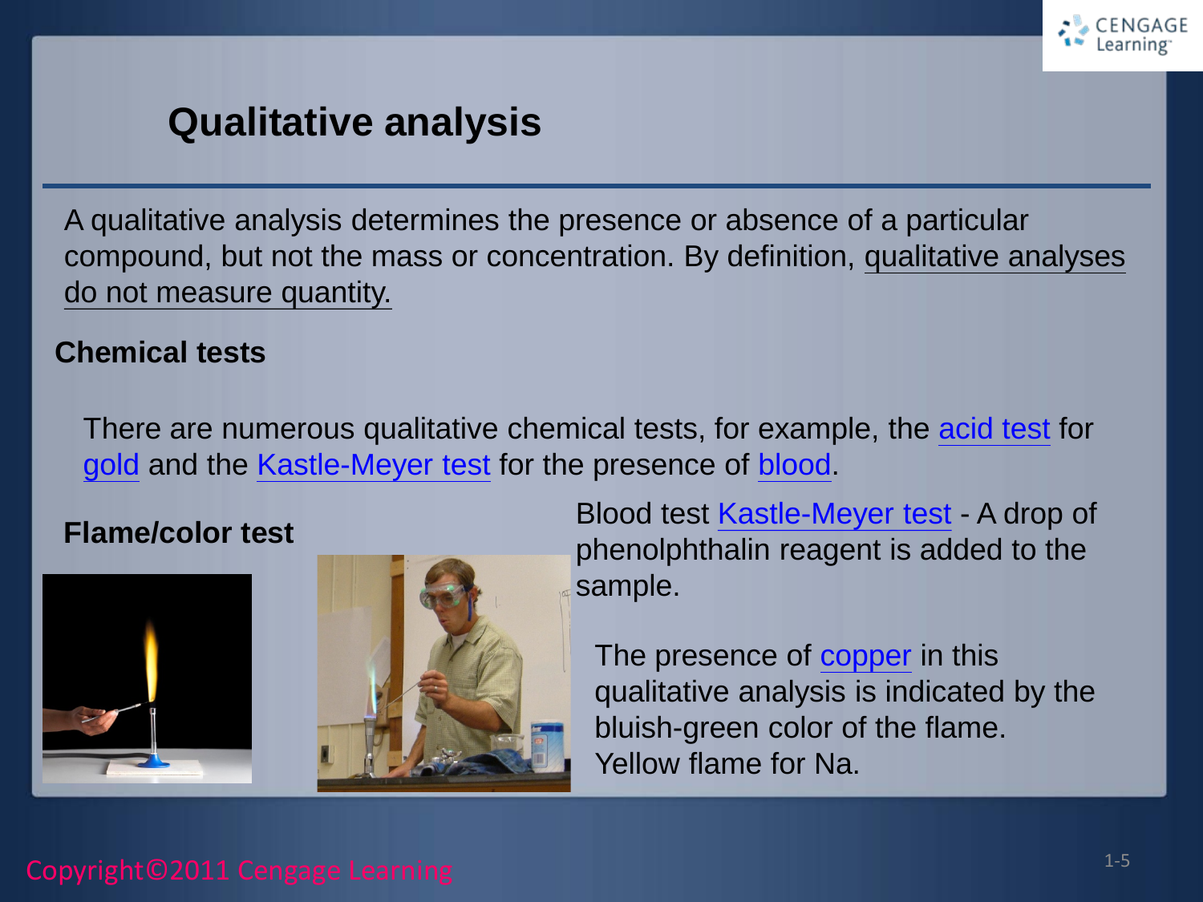# Qualitative analysis

A qualitative analysis determines the presence or absence of a particular compound, but not the mass or concentration. By definition, qualitative analyses do not measure quantity.

## Chemical tests

There are numerous qualitative chemical tests, for example, the acid test for gold and the Kastle-Meyer test for the presence of blood.

## Flame/color test

Blood test Kastle-Meyer test - A drop of phenolphthalin reagent is added to the sample.

The presence of copper in this qualitative analysis is indicated by the bluish-green color of the flame. Yellow flame for Na.

Copyright©2011 Cengage Learning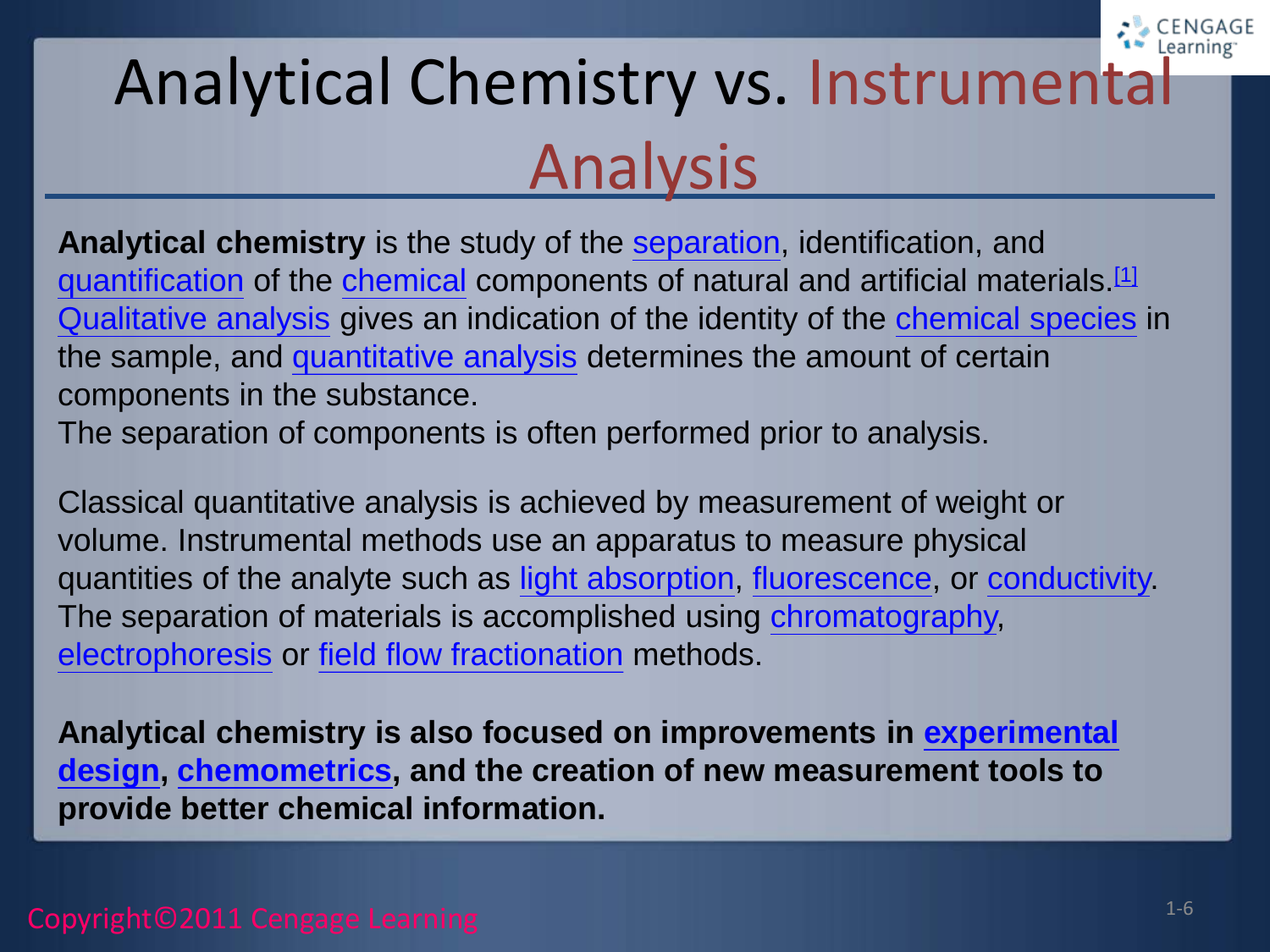# Analytical Chemistry vs. Instrumental Analysis

**Analytical chemistry** is the study of the separation, identification, and quantification of the chemical components of natural and artificial materials.[1] Qualitative analysis gives an indication of the identity of the chemical species in the sample, and quantitative analysis determines the amount of certain components in the substance.
The separation of components is often performed prior to analysis.

Classical quantitative analysis is achieved by measurement of weight or volume. Instrumental methods use an apparatus to measure physical quantities of the analyte such as light absorption, fluorescence, or conductivity. The separation of materials is accomplished using chromatography, electrophoresis or field flow fractionation methods.

**Analytical chemistry is also focused on improvements in experimental design, chemometrics, and the creation of new measurement tools to provide better chemical information.**

Copyright©2011 Cengage Learning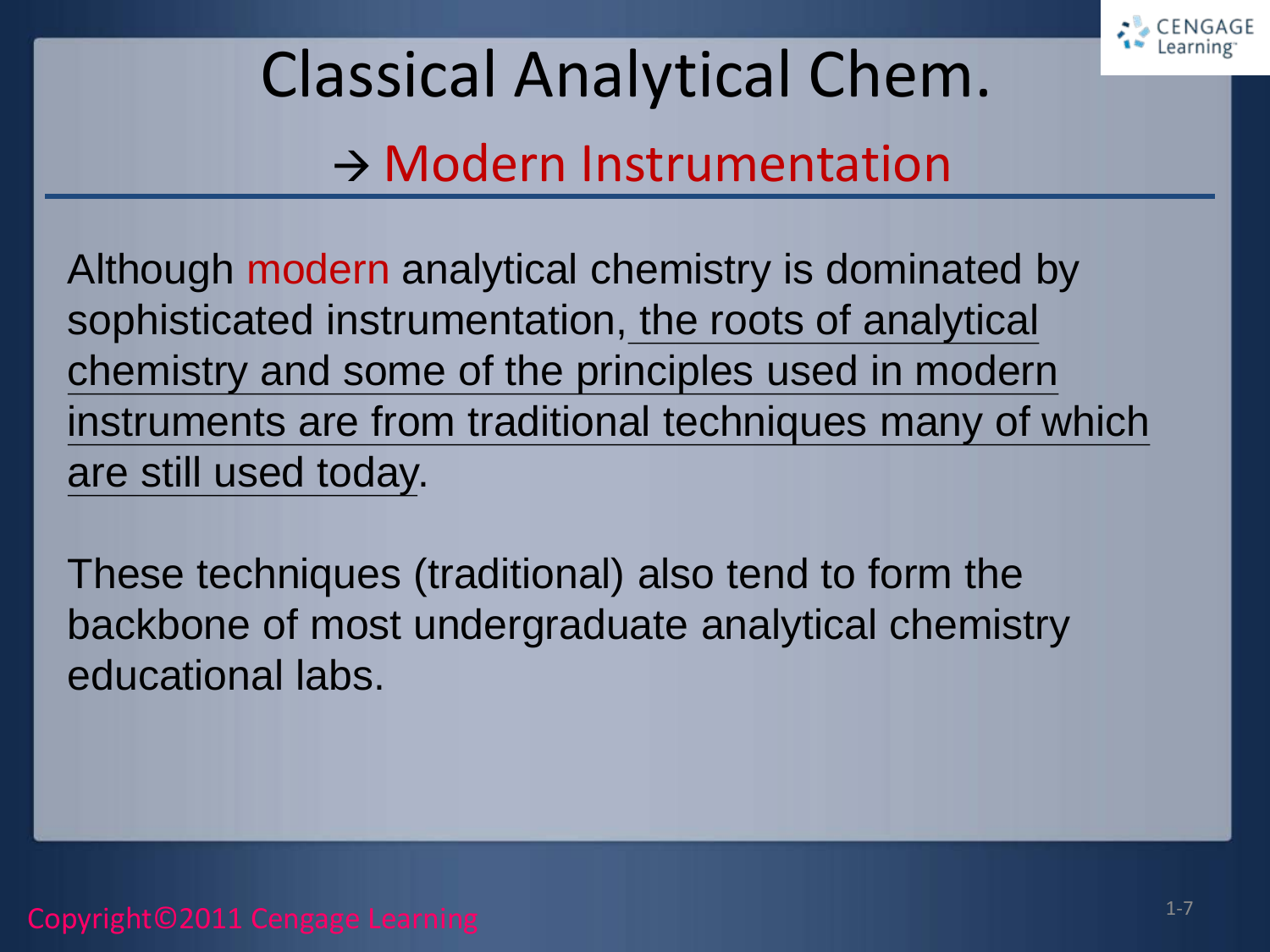# Classical Analytical Chem.

## → Modern Instrumentation

Although modern analytical chemistry is dominated by sophisticated instrumentation, the roots of analytical chemistry and some of the principles used in modern instruments are from traditional techniques many of which are still used today.

These techniques (traditional) also tend to form the backbone of most undergraduate analytical chemistry educational labs.

Copyright©2011 Cengage Learning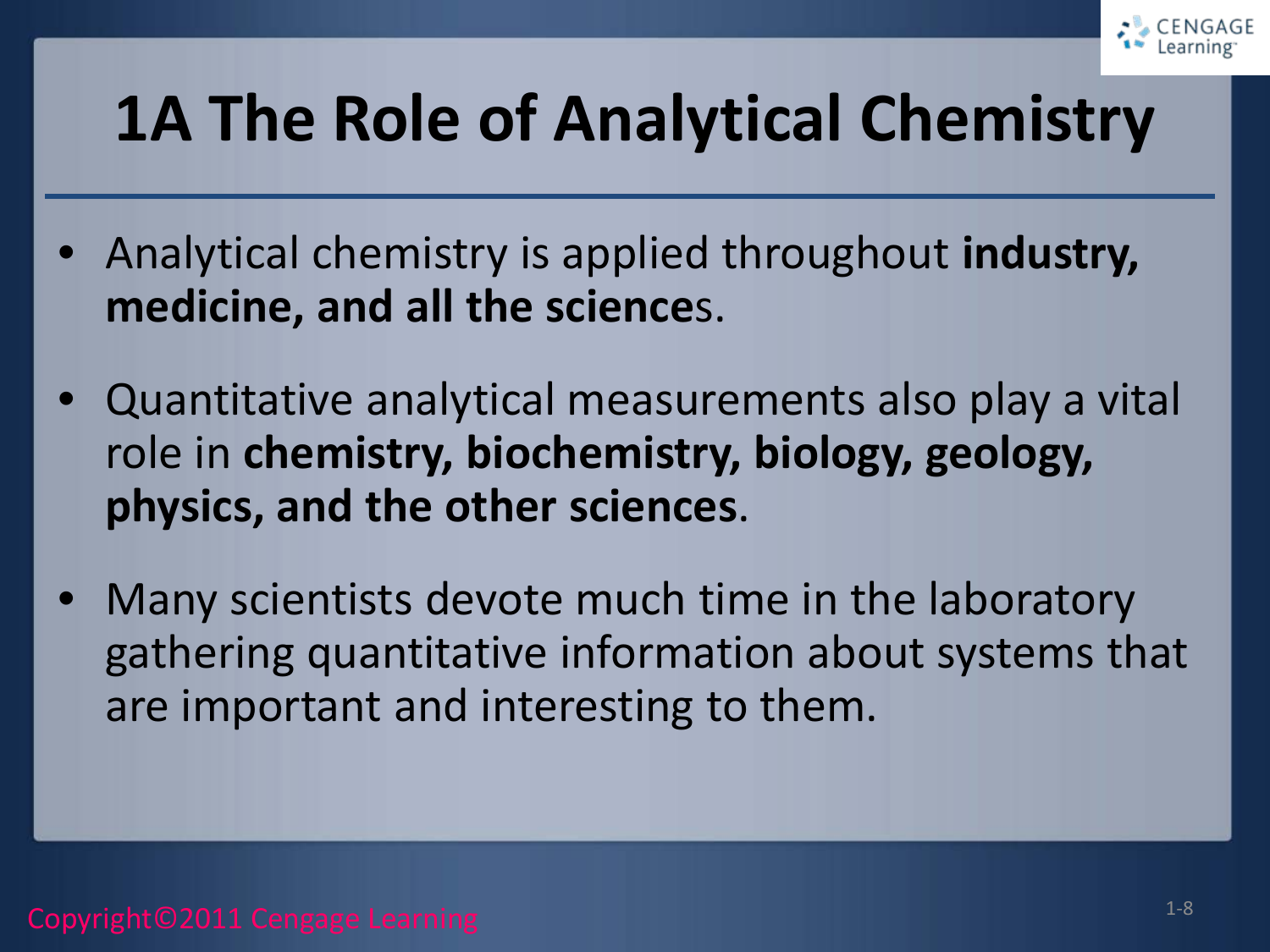# 1A The Role of Analytical Chemistry

- Analytical chemistry is applied throughout **industry, medicine, and all the science**s.
- Quantitative analytical measurements also play a vital role in **chemistry, biochemistry, biology, geology, physics, and the other sciences**.
- Many scientists devote much time in the laboratory gathering quantitative information about systems that are important and interesting to them.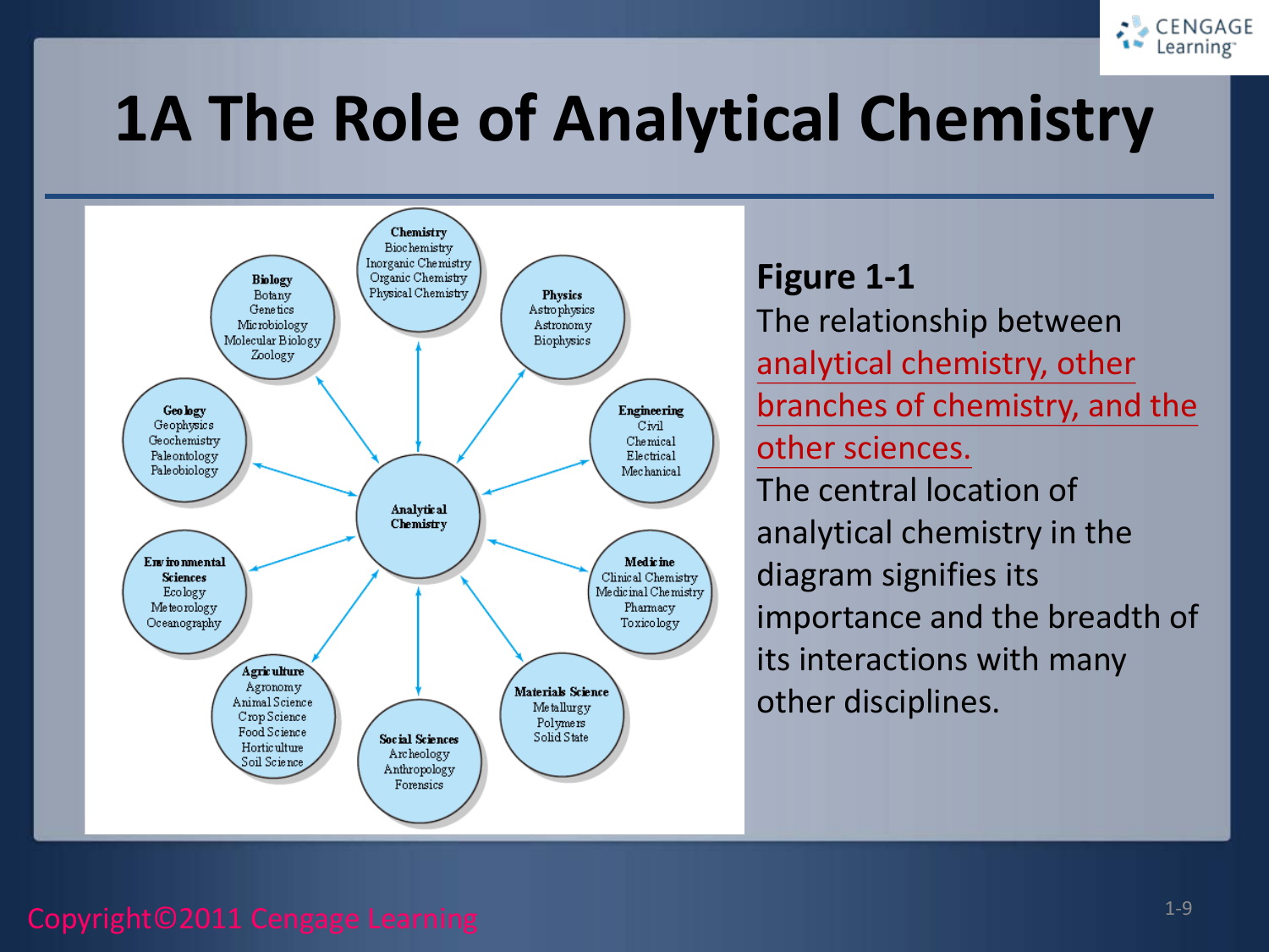# 1A The Role of Analytical Chemistry

Chemistry
Biochemistry
Inorganic Chemistry
Organic Chemistry
Physical Chemistry

Biology
Botany
Genetics
Microbiology
Molecular Biology
Zoology

Physics
Astrophysics
Astronomy
Biophysics

Geology
Geophysics
Geochemistry
Paleontology
Paleobiology

Engineering
Civil
Chemical
Electrical
Mechanical

Analytical Chemistry

Environmental Sciences
Ecology
Meteorology
Oceanography

Medicine
Clinical Chemistry
Medicinal Chemistry
Pharmacy
Toxicology

Agriculture
Agronomy
Animal Science
Crop Science
Food Science
Horticulture
Soil Science

Materials Science
Metallurgy
Polymers
Solid State

Social Sciences
Archeology
Anthropology
Forensics

**Figure 1-1**
The relationship between analytical chemistry, other branches of chemistry, and the other sciences.
The central location of analytical chemistry in the diagram signifies its importance and the breadth of its interactions with many other disciplines.

Copyright©2011 Cengage Learning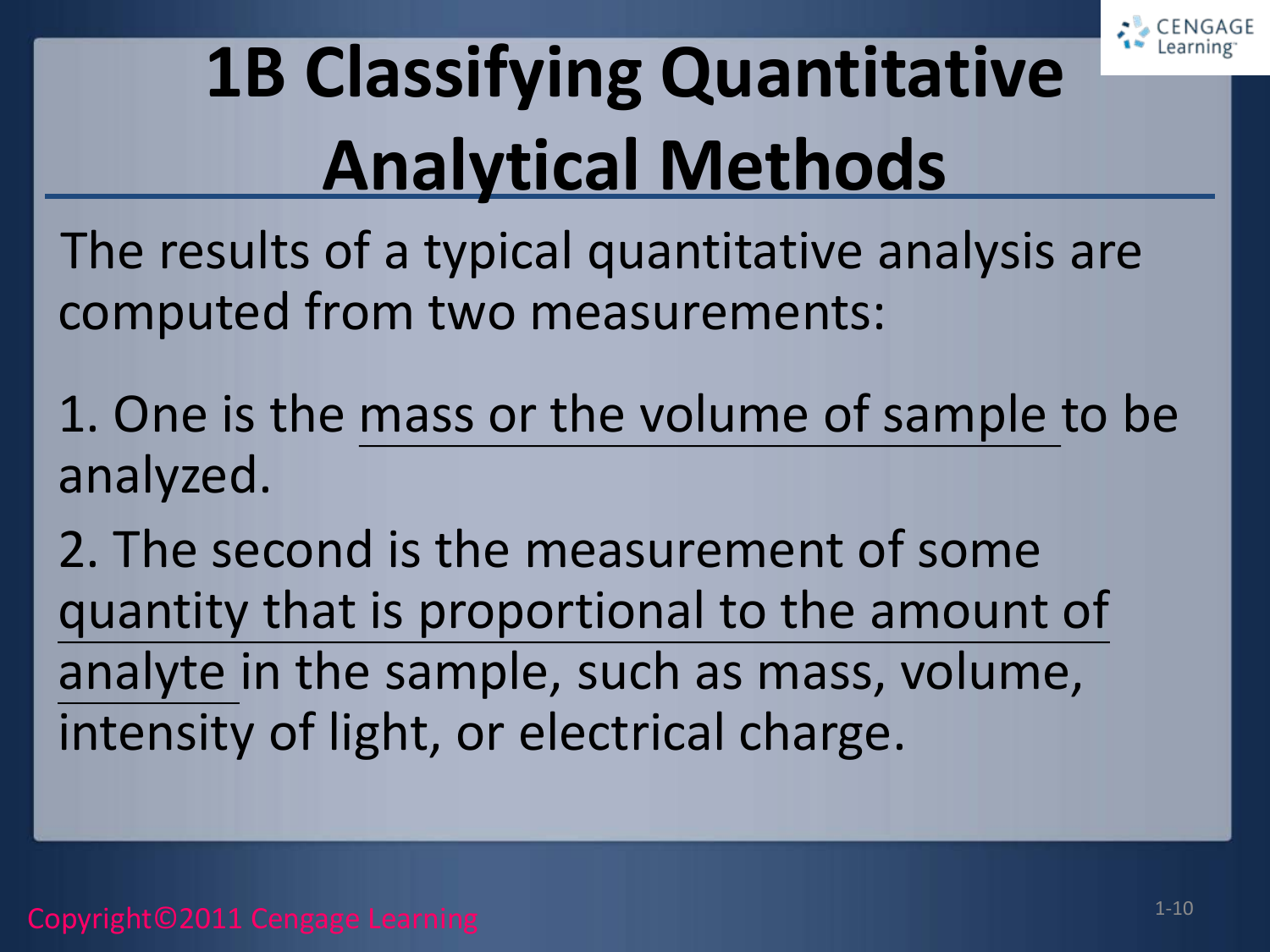# 1B Classifying Quantitative Analytical Methods

The results of a typical quantitative analysis are computed from two measurements:

1. One is the mass or the volume of sample to be analyzed.
2. The second is the measurement of some quantity that is proportional to the amount of analyte in the sample, such as mass, volume, intensity of light, or electrical charge.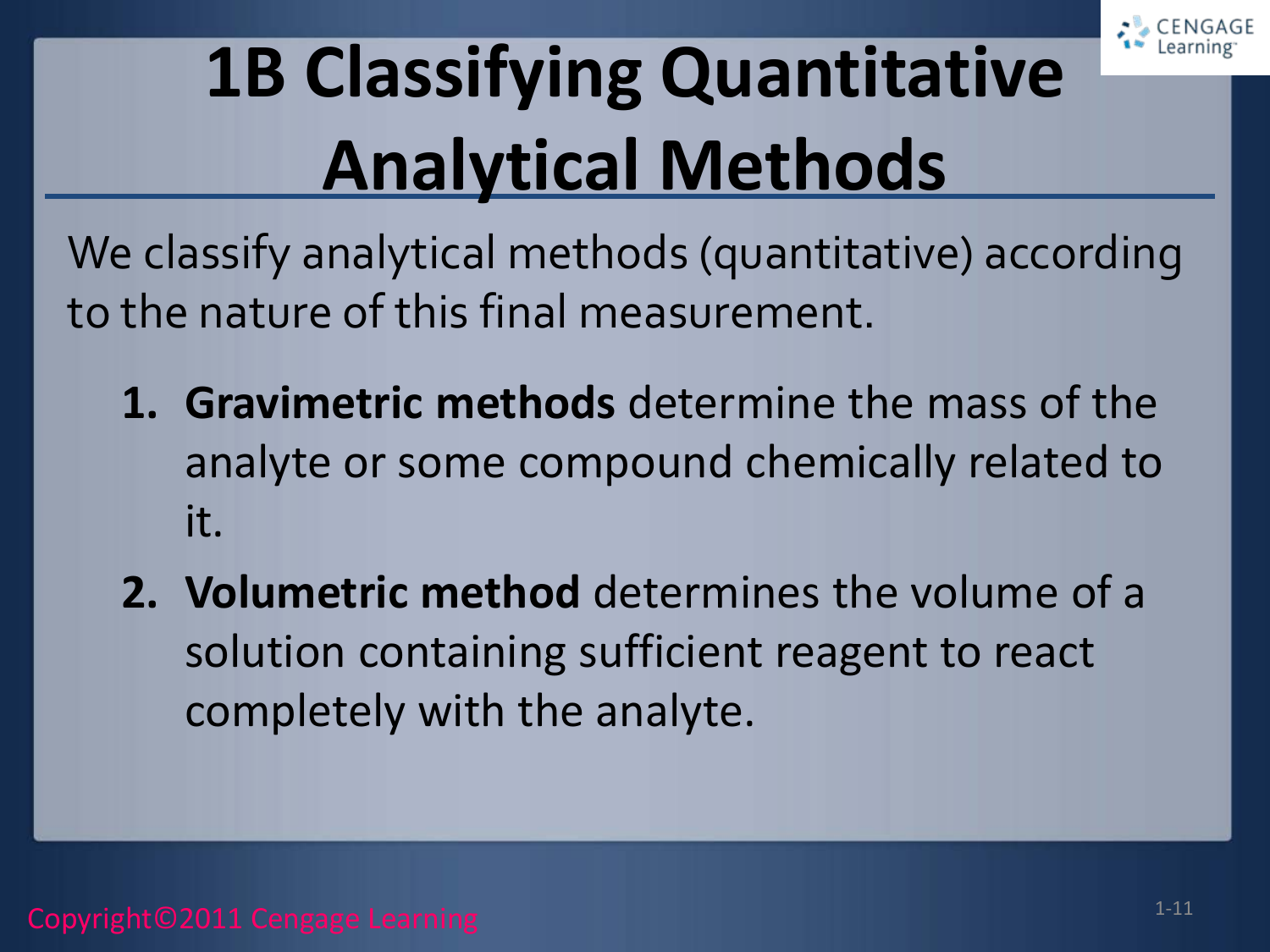# 1B Classifying Quantitative Analytical Methods

We classify analytical methods (quantitative) according to the nature of this final measurement.

1. **Gravimetric methods** determine the mass of the analyte or some compound chemically related to it.
2. **Volumetric method** determines the volume of a solution containing sufficient reagent to react completely with the analyte.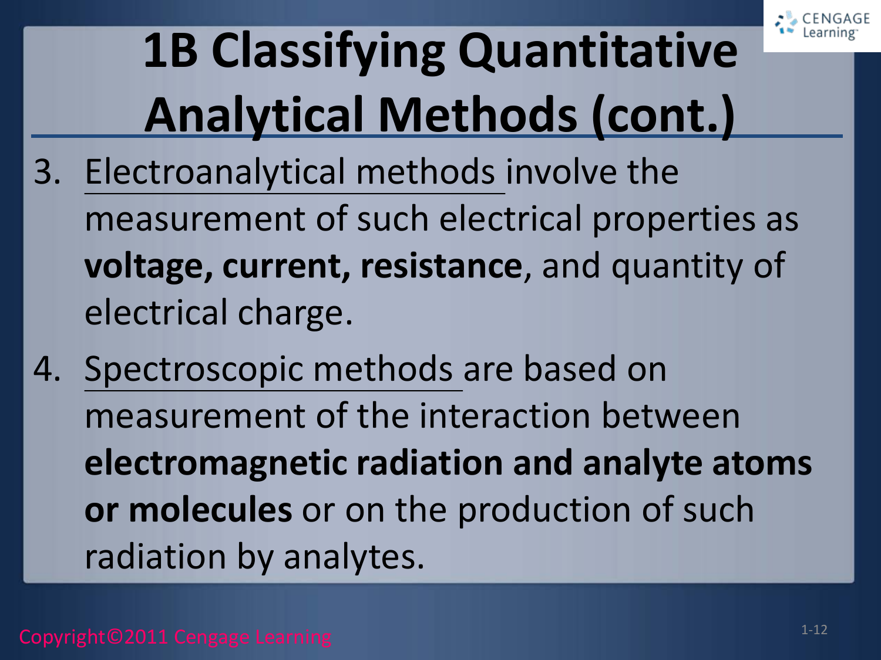# 1B Classifying Quantitative Analytical Methods (cont.)

3. Electroanalytical methods involve the measurement of such electrical properties as **voltage, current, resistance**, and quantity of electrical charge.
4. Spectroscopic methods are based on measurement of the interaction between **electromagnetic radiation and analyte atoms or molecules** or on the production of such radiation by analytes.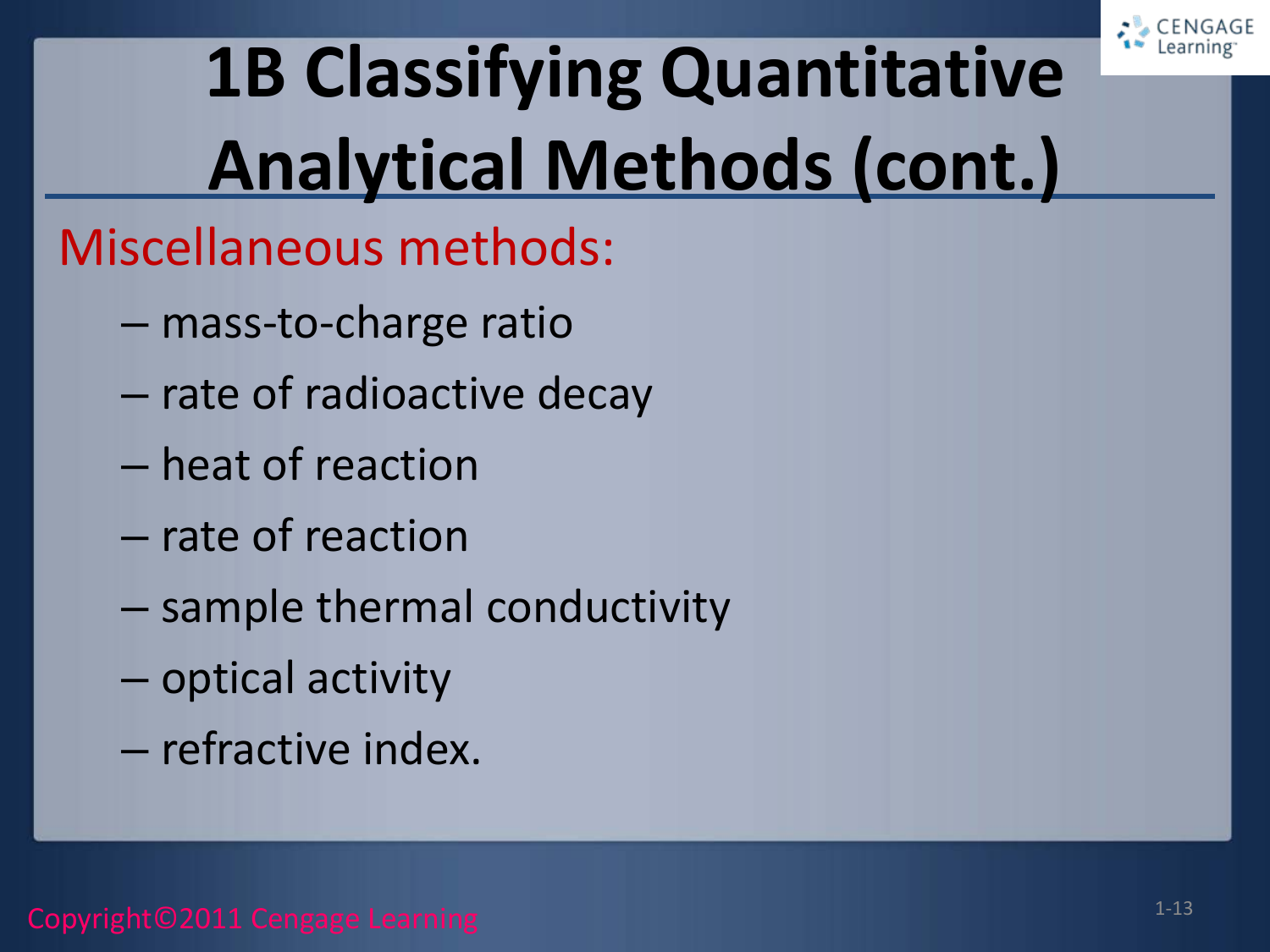# 1B Classifying Quantitative Analytical Methods (cont.)

Miscellaneous methods:

- mass-to-charge ratio
- rate of radioactive decay
- heat of reaction
- rate of reaction
- sample thermal conductivity
- optical activity
- refractive index.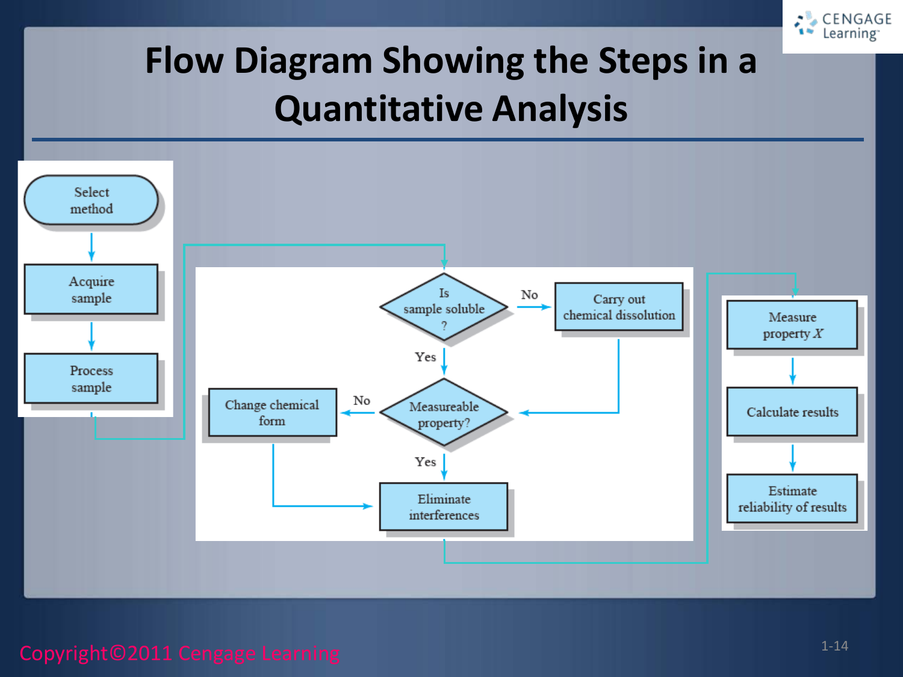# Flow Diagram Showing the Steps in a Quantitative Analysis

Select method

Acquire sample

Process sample

Is sample soluble ?

No

Carry out chemical dissolution

Yes

Change chemical form

No

Measureable property?

Yes

Eliminate interferences

Measure property $X$

Calculate results

Estimate reliability of results

Copyright©2011 Cengage Learning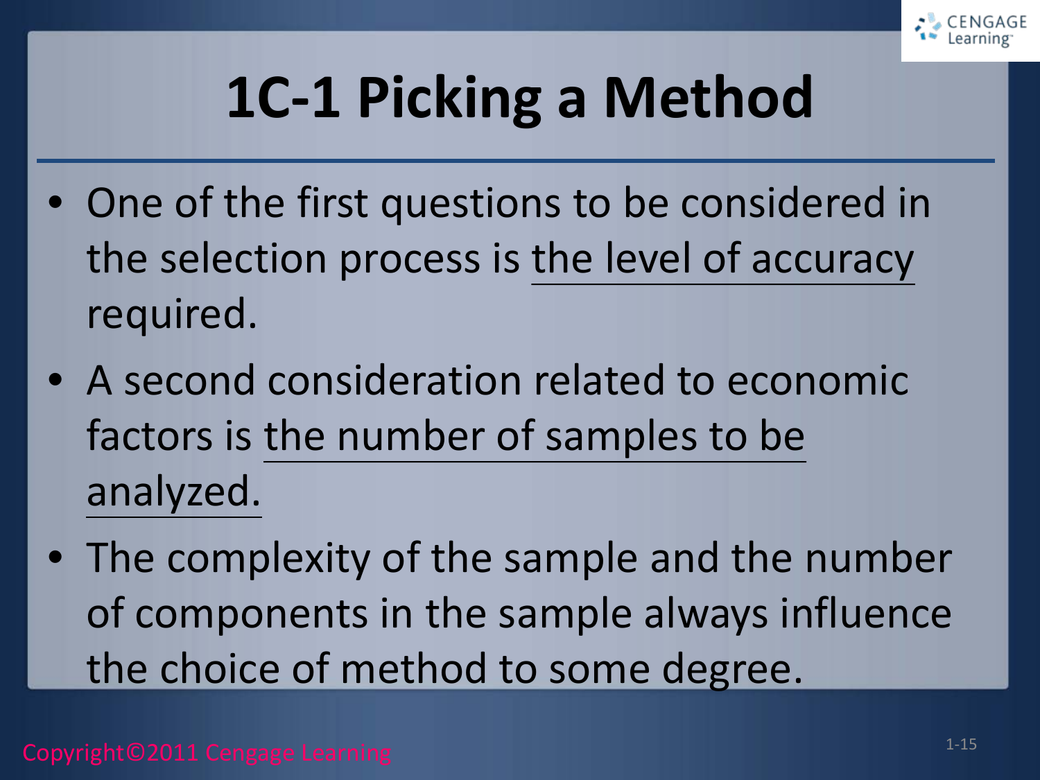# 1C-1 Picking a Method

- One of the first questions to be considered in the selection process is <u>the level of accuracy</u> required.
- A second consideration related to economic factors is <u>the number of samples to be analyzed.</u>
- The complexity of the sample and the number of components in the sample always influence the choice of method to some degree.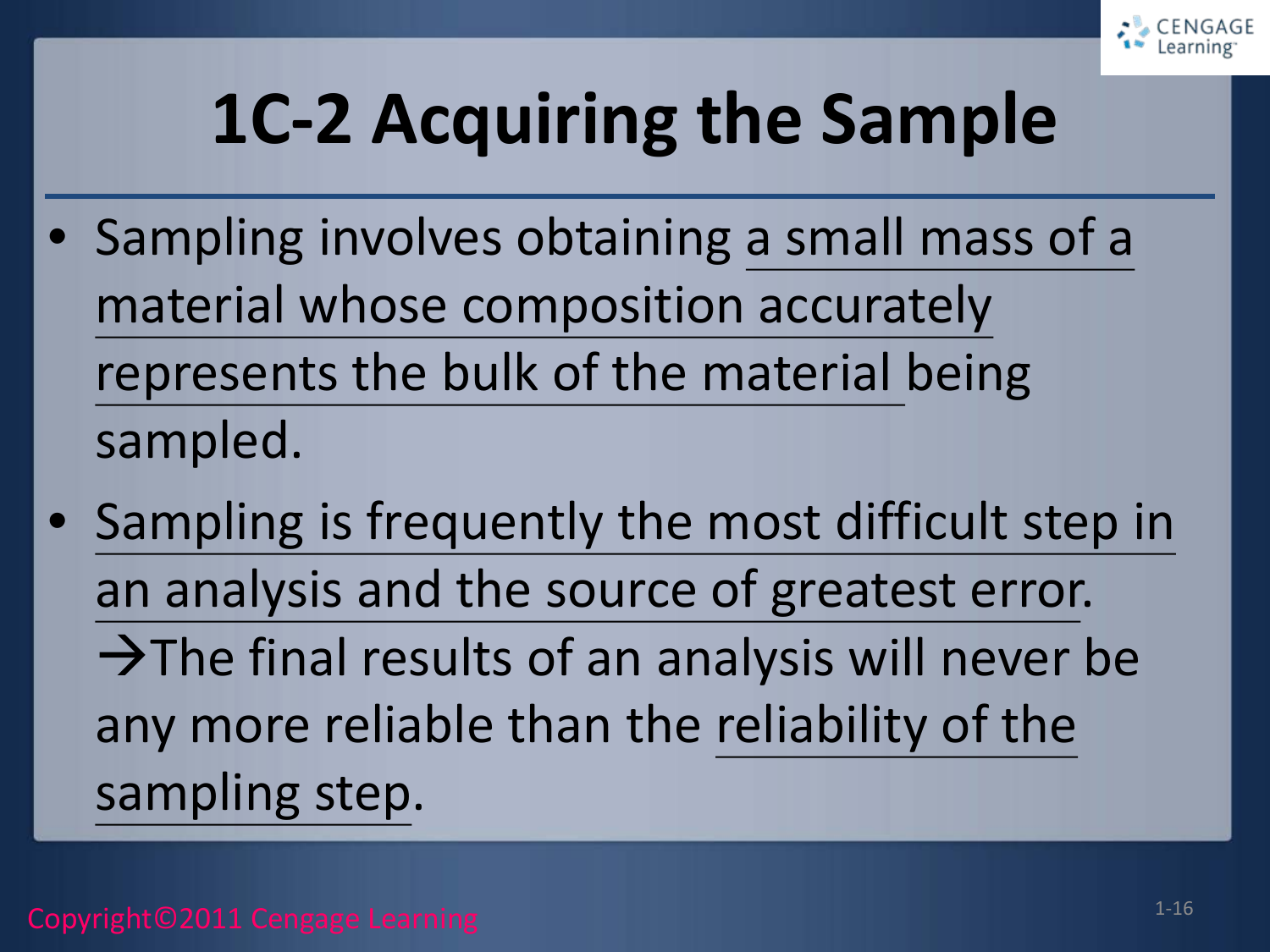# 1C-2 Acquiring the Sample

- Sampling involves obtaining a small mass of a material whose composition accurately represents the bulk of the material being sampled.
- Sampling is frequently the most difficult step in an analysis and the source of greatest error.
  → The final results of an analysis will never be any more reliable than the reliability of the sampling step.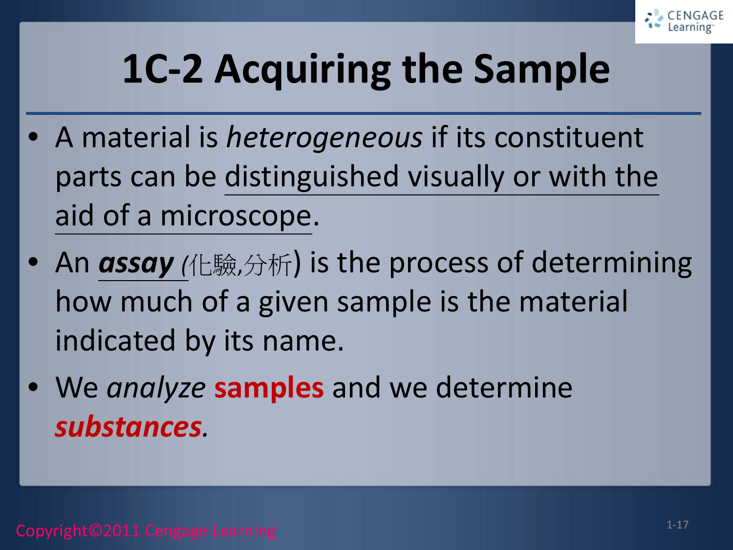# 1C-2 Acquiring the Sample

- A material is *heterogeneous* if its constituent parts can be distinguished visually or with the aid of a microscope.
- An ***assay*** (化驗,分析) is the process of determining how much of a given sample is the material indicated by its name.
- We *analyze* **samples** and we determine ***substances***.

Copyright©2011 Cengage Learning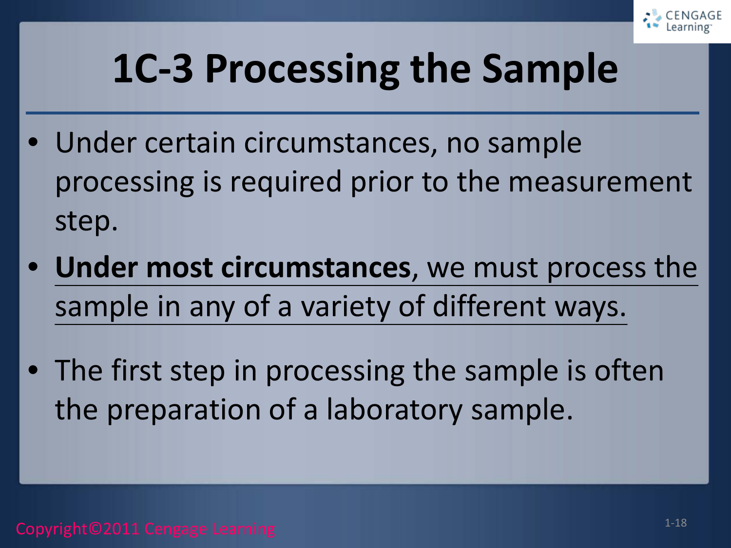# 1C-3 Processing the Sample

- Under certain circumstances, no sample processing is required prior to the measurement step.
- **Under most circumstances**, we must process the sample in any of a variety of different ways.
- The first step in processing the sample is often the preparation of a laboratory sample.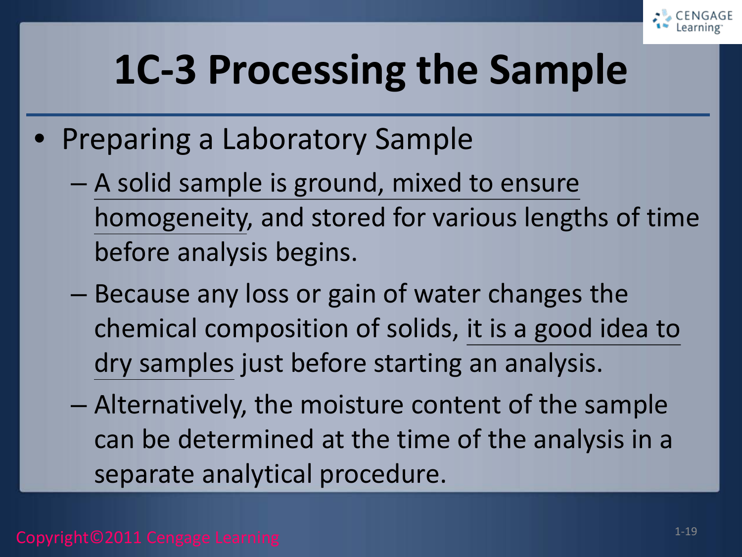# 1C-3 Processing the Sample

- Preparing a Laboratory Sample
  - A solid sample is ground, mixed to ensure homogeneity, and stored for various lengths of time before analysis begins.
  - Because any loss or gain of water changes the chemical composition of solids, it is a good idea to dry samples just before starting an analysis.
  - Alternatively, the moisture content of the sample can be determined at the time of the analysis in a separate analytical procedure.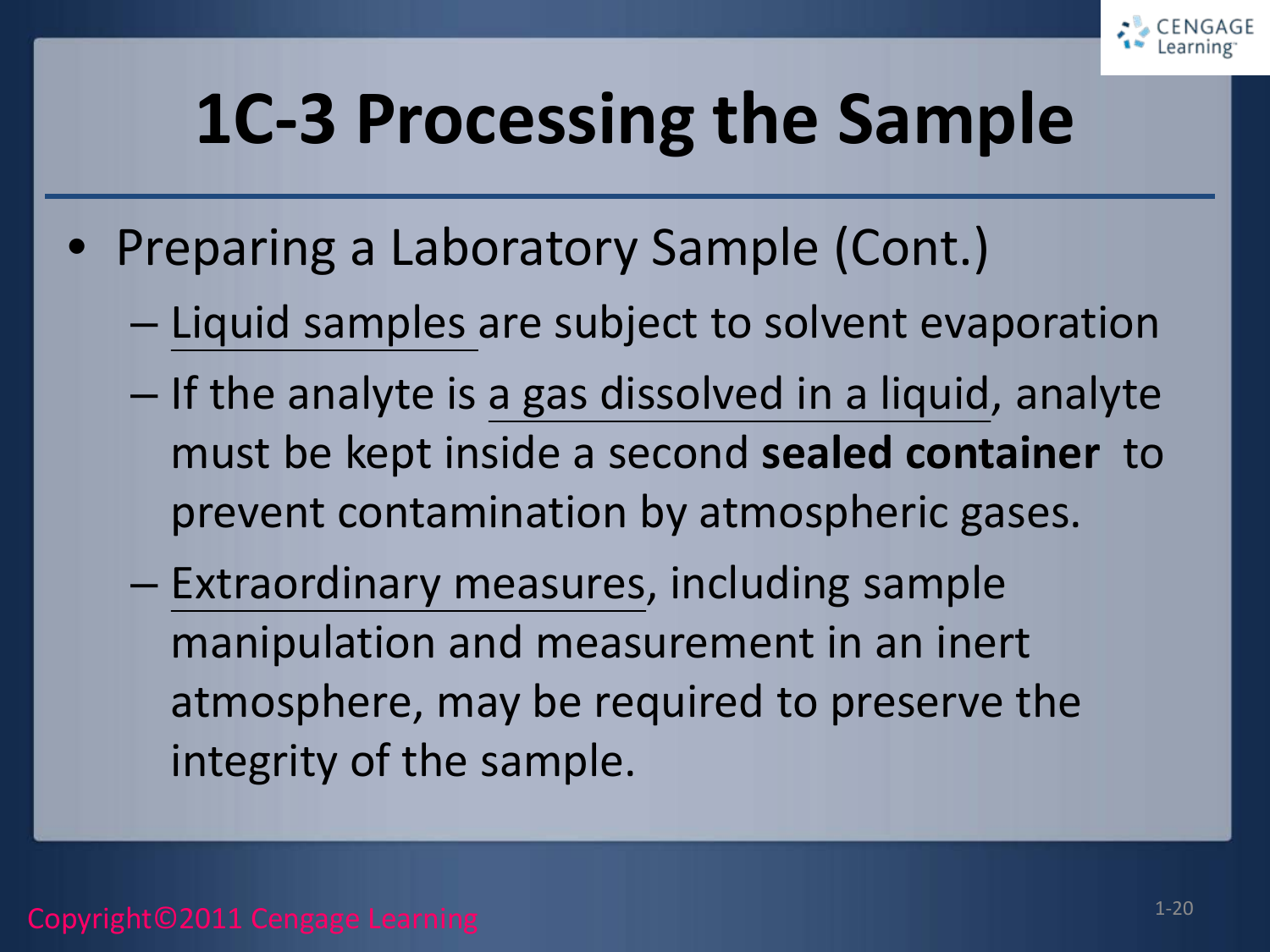# 1C-3 Processing the Sample

- Preparing a Laboratory Sample (Cont.)
  - Liquid samples are subject to solvent evaporation
  - If the analyte is a gas dissolved in a liquid, analyte must be kept inside a second **sealed container** to prevent contamination by atmospheric gases.
  - Extraordinary measures, including sample manipulation and measurement in an inert atmosphere, may be required to preserve the integrity of the sample.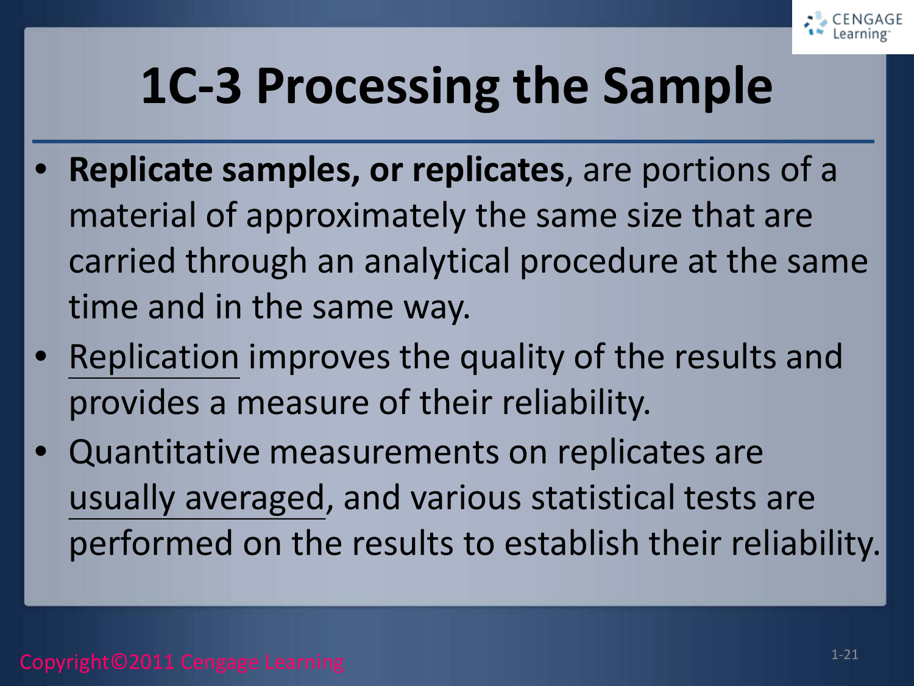# 1C-3 Processing the Sample

- **Replicate samples, or replicates**, are portions of a material of approximately the same size that are carried through an analytical procedure at the same time and in the same way.
- Replication improves the quality of the results and provides a measure of their reliability.
- Quantitative measurements on replicates are usually averaged, and various statistical tests are performed on the results to establish their reliability.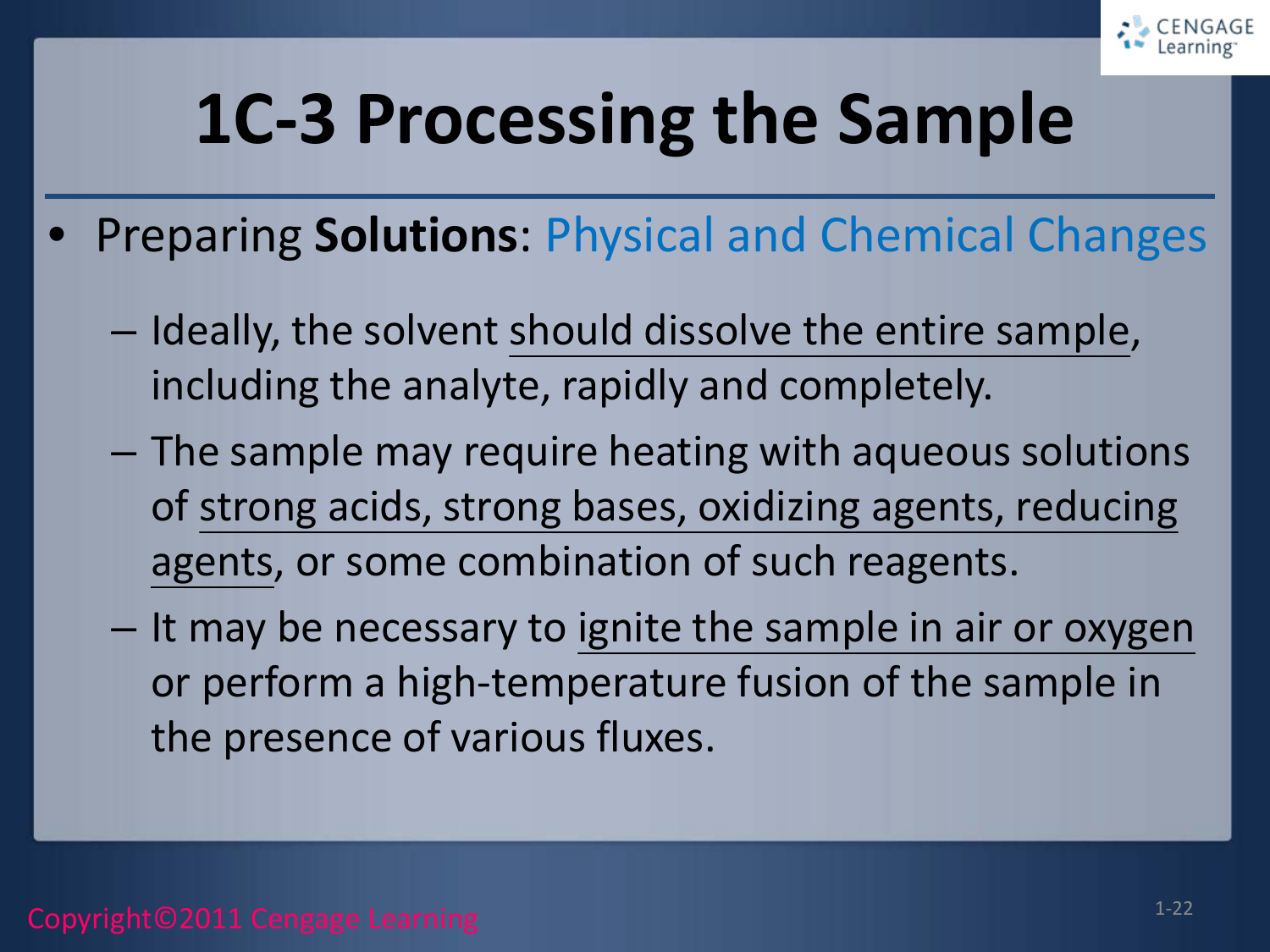# 1C-3 Processing the Sample

- Preparing **Solutions**: Physical and Chemical Changes
  - Ideally, the solvent should dissolve the entire sample, including the analyte, rapidly and completely.
  - The sample may require heating with aqueous solutions of strong acids, strong bases, oxidizing agents, reducing agents, or some combination of such reagents.
  - It may be necessary to ignite the sample in air or oxygen or perform a high-temperature fusion of the sample in the presence of various fluxes.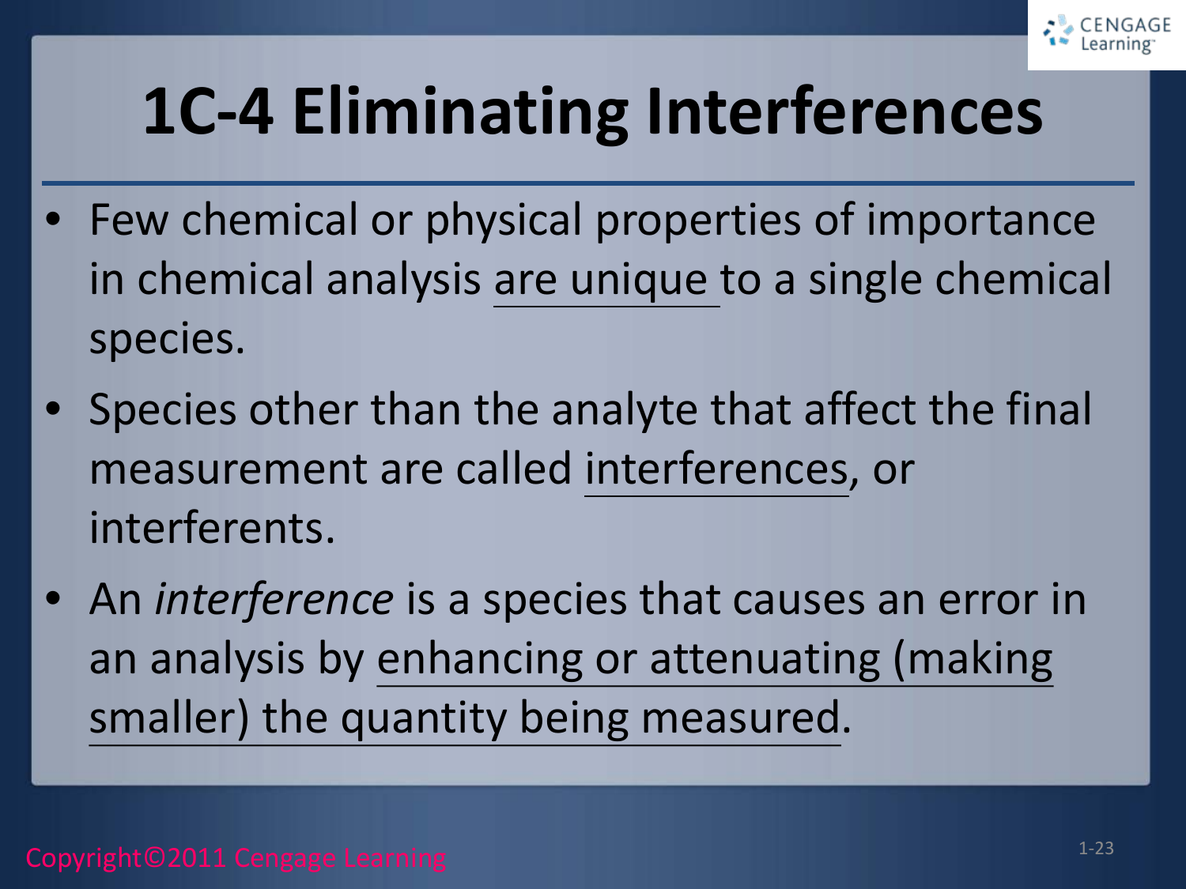# 1C-4 Eliminating Interferences

- Few chemical or physical properties of importance in chemical analysis are unique to a single chemical species.
- Species other than the analyte that affect the final measurement are called interferences, or interferents.
- An *interference* is a species that causes an error in an analysis by enhancing or attenuating (making smaller) the quantity being measured.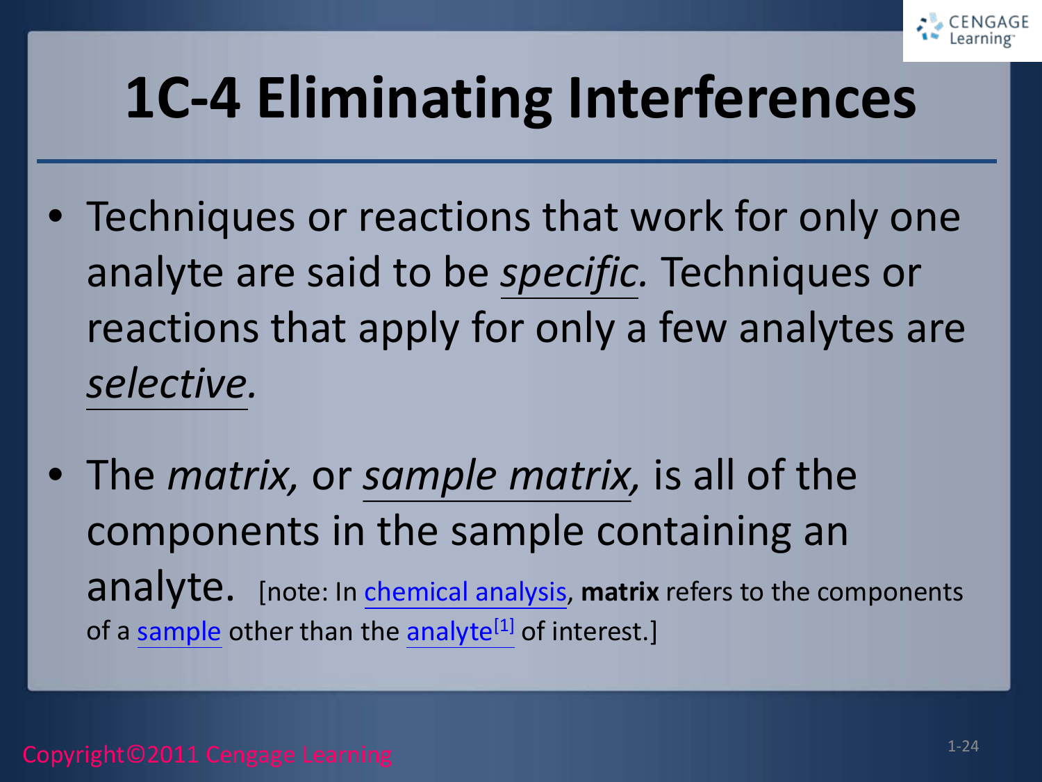# 1C-4 Eliminating Interferences

- Techniques or reactions that work for only one analyte are said to be *specific.* Techniques or reactions that apply for only a few analytes are *selective.*

- The *matrix,* or *sample matrix,* is all of the components in the sample containing an analyte. [note: In chemical analysis, **matrix** refers to the components of a sample other than the analyte[1] of interest.]

Copyright©2011 Cengage Learning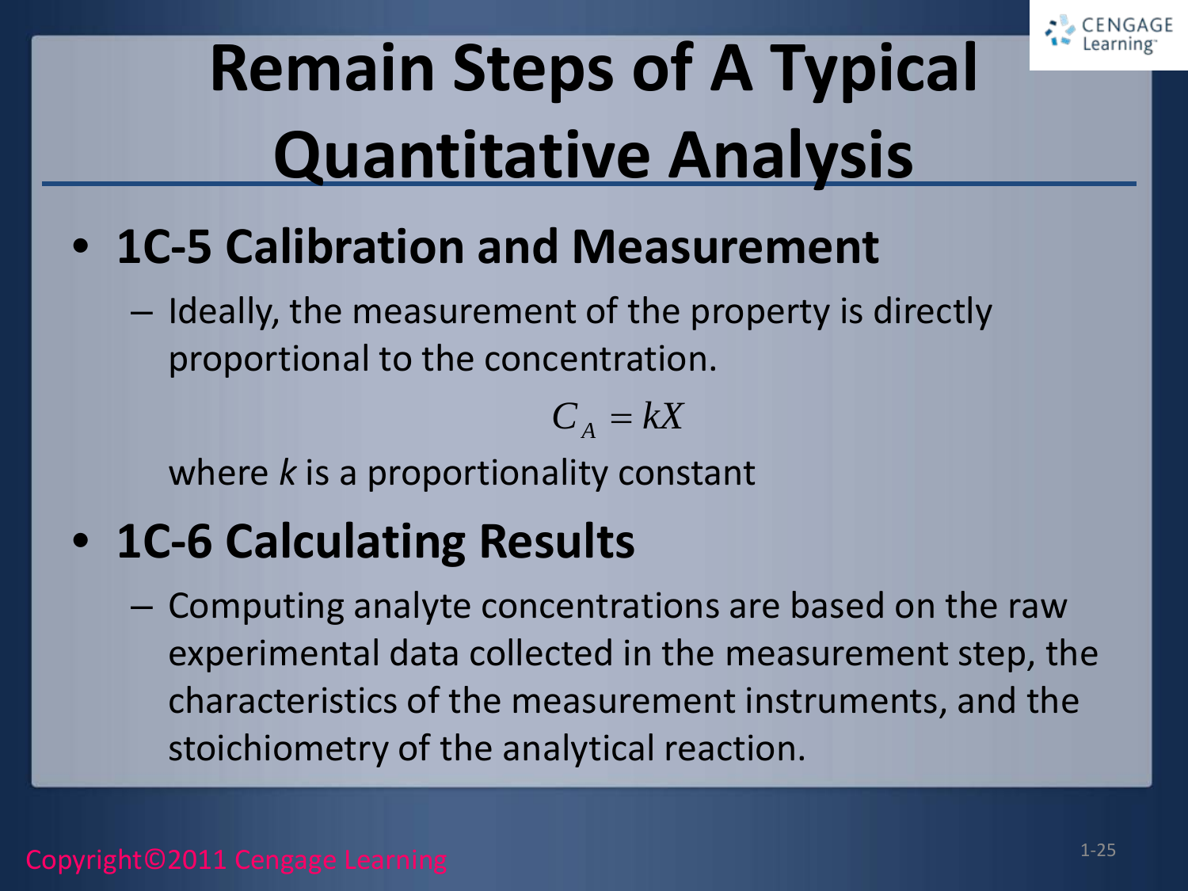# Remain Steps of A Typical Quantitative Analysis

- **1C-5 Calibration and Measurement**
  - Ideally, the measurement of the property is directly proportional to the concentration.

    $$C_A = kX$$

    where *k* is a proportionality constant

- **1C-6 Calculating Results**
  - Computing analyte concentrations are based on the raw experimental data collected in the measurement step, the characteristics of the measurement instruments, and the stoichiometry of the analytical reaction.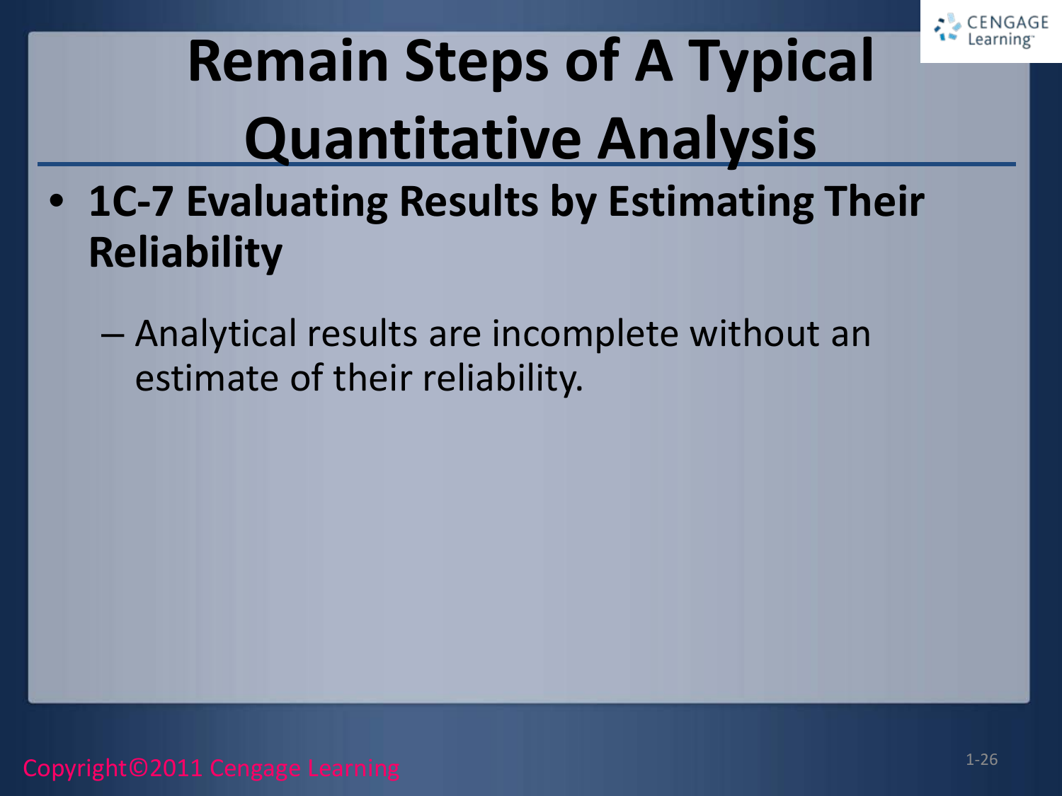# Remain Steps of A Typical Quantitative Analysis

- **1C-7 Evaluating Results by Estimating Their Reliability**
  - Analytical results are incomplete without an estimate of their reliability.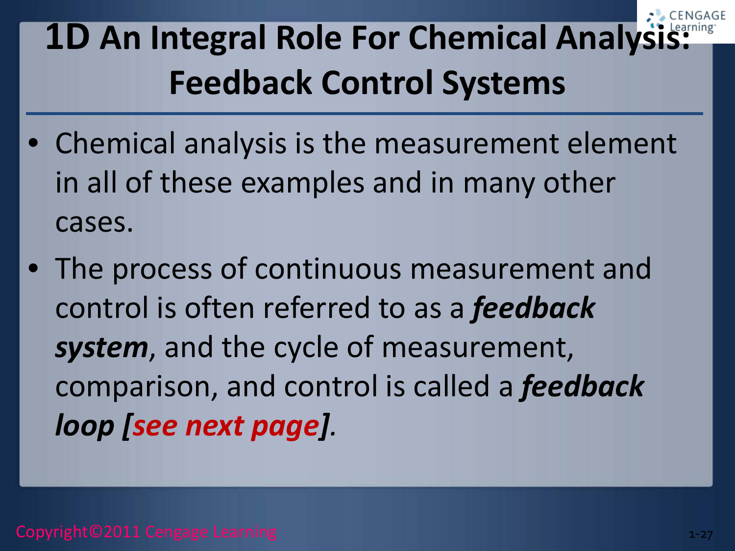# 1D An Integral Role For Chemical Analysis: Feedback Control Systems

- Chemical analysis is the measurement element in all of these examples and in many other cases.
- The process of continuous measurement and control is often referred to as a ***feedback system***, and the cycle of measurement, comparison, and control is called a ***feedback loop* [*see next page*]**.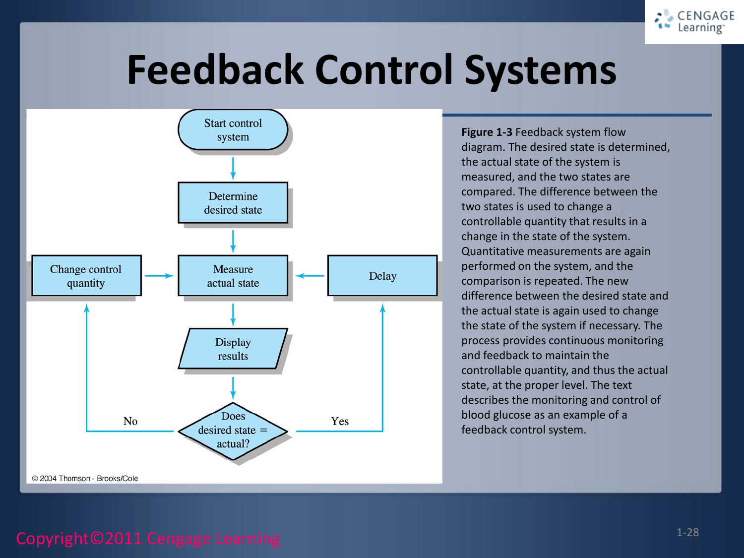# Feedback Control Systems

**Figure 1-3** Feedback system flow diagram. The desired state is determined, the actual state of the system is measured, and the two states are compared. The difference between the two states is used to change a controllable quantity that results in a change in the state of the system. Quantitative measurements are again performed on the system, and the comparison is repeated. The new difference between the desired state and the actual state is again used to change the state of the system if necessary. The process provides continuous monitoring and feedback to maintain the controllable quantity, and thus the actual state, at the proper level. The text describes the monitoring and control of blood glucose as an example of a feedback control system.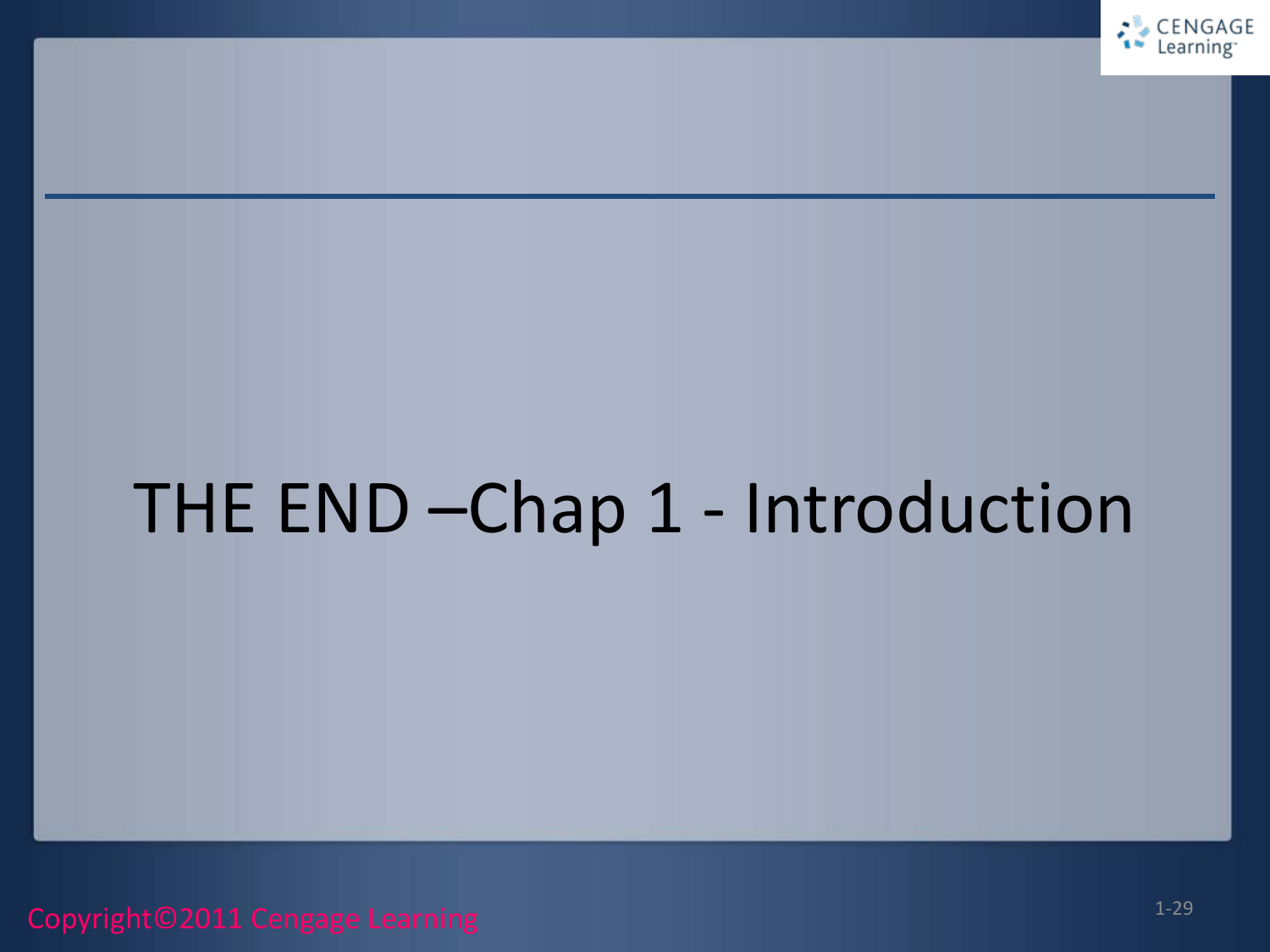# THE END –Chap 1 - Introduction